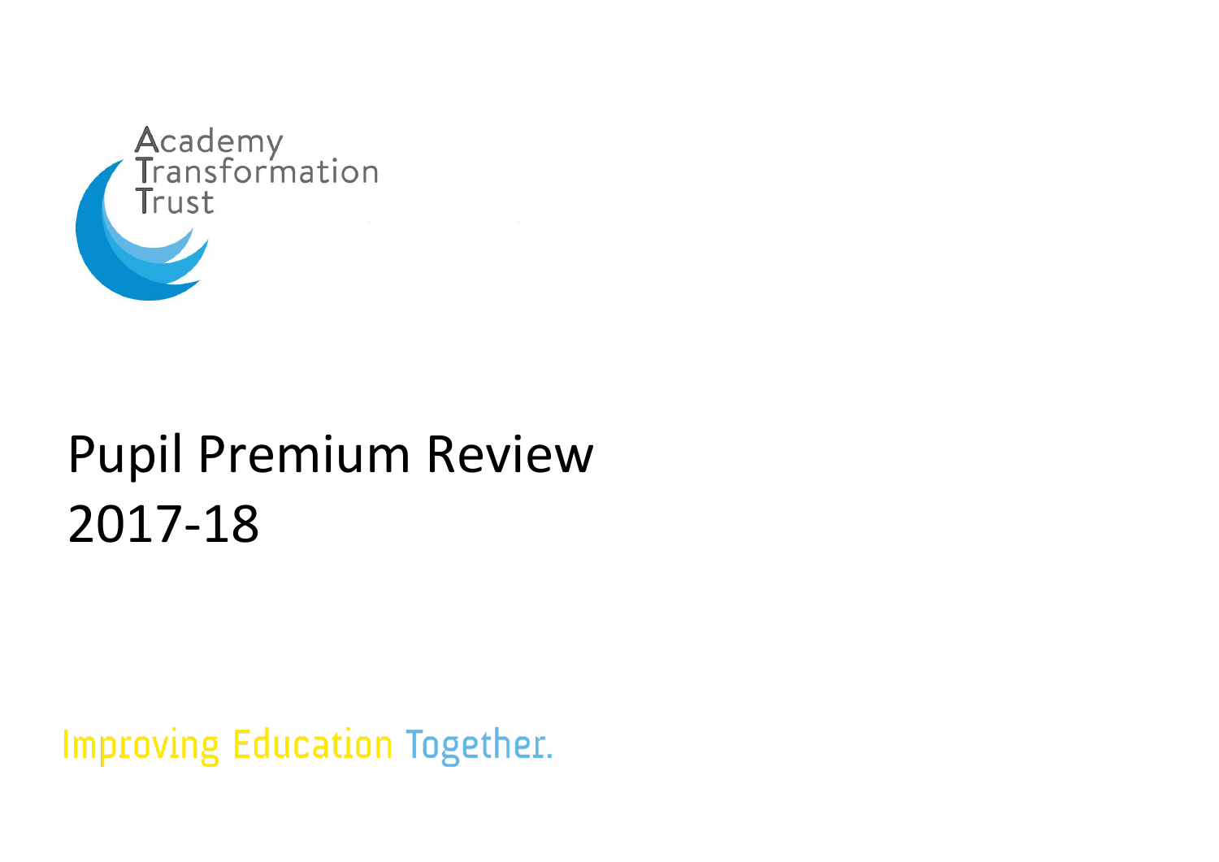Academy Transformation Trust

# Pupil Premium Review 2017-18

Improving Education Together.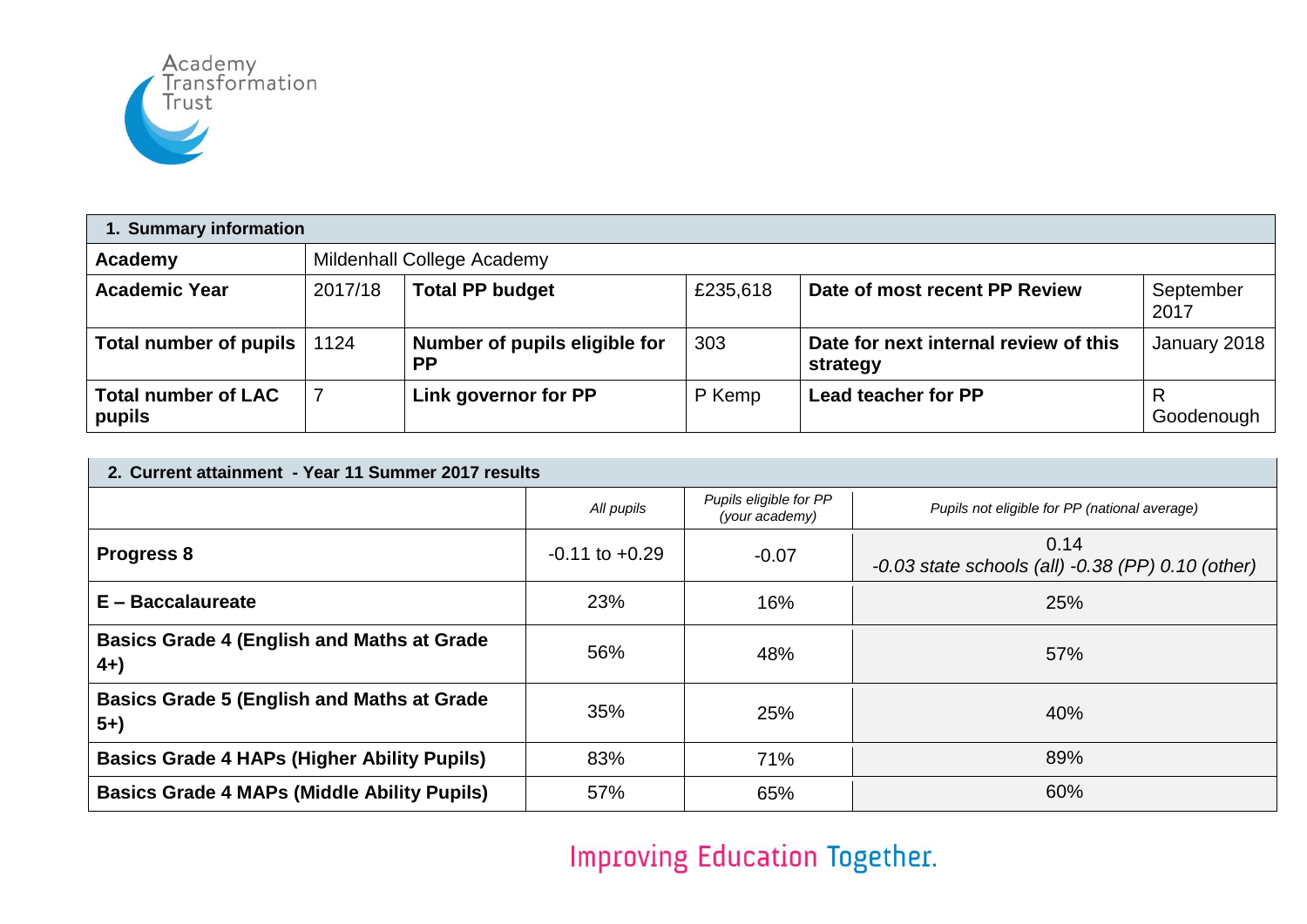Academy Transformation Trust

| 1. Summary information | | | | | |
|---|---|---|---|---|---|
| **Academy** | Mildenhall College Academy | | | | |
| **Academic Year** | 2017/18 | **Total PP budget** | £235,618 | **Date of most recent PP Review** | September 2017 |
| **Total number of pupils** | 1124 | **Number of pupils eligible for PP** | 303 | **Date for next internal review of this strategy** | January 2018 |
| **Total number of LAC pupils** | 7 | **Link governor for PP** | P Kemp | **Lead teacher for PP** | R Goodenough |

| 2. Current attainment - Year 11 Summer 2017 results | | | |
|---|---|---|---|
| | *All pupils* | *Pupils eligible for PP (your academy)* | *Pupils not eligible for PP (national average)* |
| **Progress 8** | -0.11 to +0.29 | -0.07 | 0.14 *-0.03 state schools (all) -0.38 (PP) 0.10 (other)* |
| **E – Baccalaureate** | 23% | 16% | 25% |
| **Basics Grade 4 (English and Maths at Grade 4+)** | 56% | 48% | 57% |
| **Basics Grade 5 (English and Maths at Grade 5+)** | 35% | 25% | 40% |
| **Basics Grade 4 HAPs (Higher Ability Pupils)** | 83% | 71% | 89% |
| **Basics Grade 4 MAPs (Middle Ability Pupils)** | 57% | 65% | 60% |

Improving Education Together.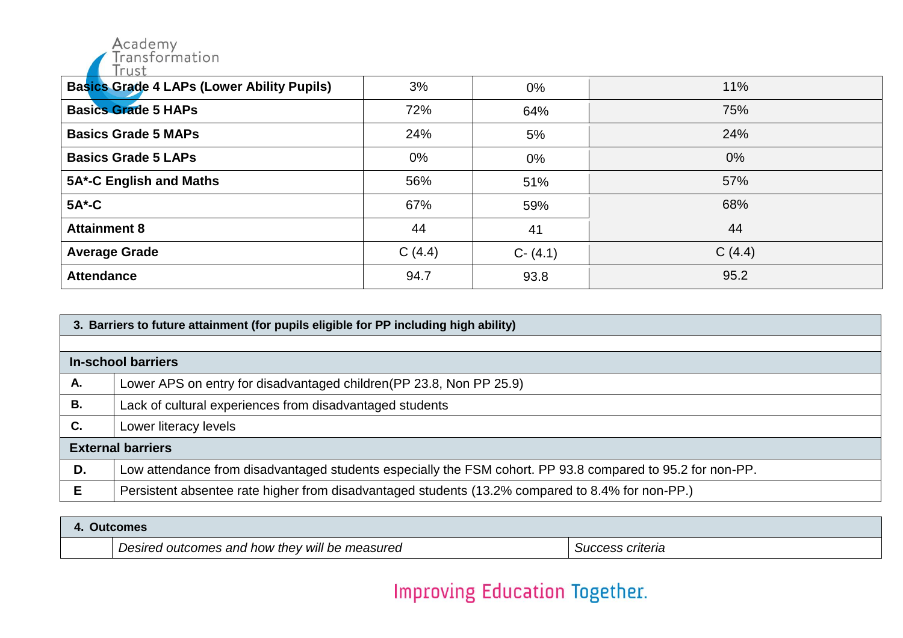| | | | |
|---|---|---|---|
| **Basics Grade 4 LAPs (Lower Ability Pupils)** | 3% | 0% | 11% |
| **Basics Grade 5 HAPs** | 72% | 64% | 75% |
| **Basics Grade 5 MAPs** | 24% | 5% | 24% |
| **Basics Grade 5 LAPs** | 0% | 0% | 0% |
| **5A*-C English and Maths** | 56% | 51% | 57% |
| **5A*-C** | 67% | 59% | 68% |
| **Attainment 8** | 44 | 41 | 44 |
| **Average Grade** | C (4.4) | C- (4.1) | C (4.4) |
| **Attendance** | 94.7 | 93.8 | 95.2 |

| **3. Barriers to future attainment (for pupils eligible for PP including high ability)** | |
|---|---|
| | |
| **In-school barriers** | |
| **A.** | Lower APS on entry for disadvantaged children(PP 23.8, Non PP 25.9) |
| **B.** | Lack of cultural experiences from disadvantaged students |
| **C.** | Lower literacy levels |
| **External barriers** | |
| **D.** | Low attendance from disadvantaged students especially the FSM cohort. PP 93.8 compared to 95.2 for non-PP. |
| **E** | Persistent absentee rate higher from disadvantaged students (13.2% compared to 8.4% for non-PP.) |

| **4. Outcomes** | | |
|---|---|---|
| | *Desired outcomes and how they will be measured* | *Success criteria* |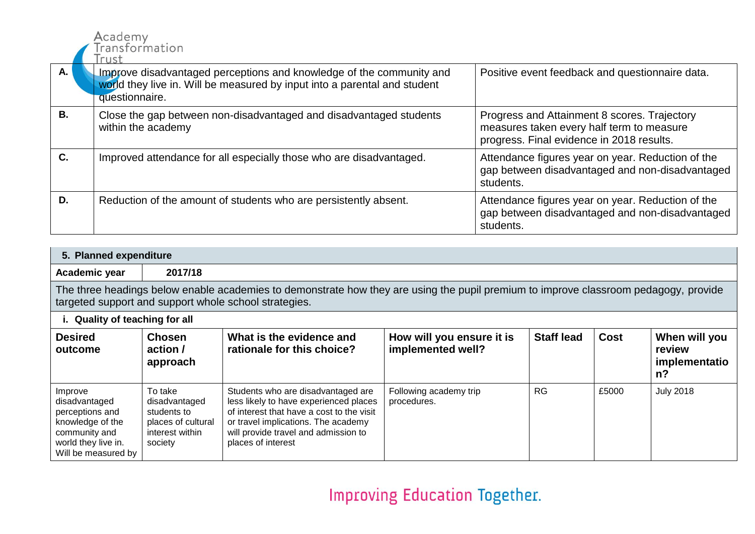| | | |
|---|---|---|
| **A.** | Improve disadvantaged perceptions and knowledge of the community and world they live in. Will be measured by input into a parental and student questionnaire. | Positive event feedback and questionnaire data. |
| **B.** | Close the gap between non-disadvantaged and disadvantaged students within the academy | Progress and Attainment 8 scores. Trajectory measures taken every half term to measure progress. Final evidence in 2018 results. |
| **C.** | Improved attendance for all especially those who are disadvantaged. | Attendance figures year on year. Reduction of the gap between disadvantaged and non-disadvantaged students. |
| **D.** | Reduction of the amount of students who are persistently absent. | Attendance figures year on year. Reduction of the gap between disadvantaged and non-disadvantaged students. |

## 5. Planned expenditure

| **Academic year** | **2017/18** |
|---|---|

The three headings below enable academies to demonstrate how they are using the pupil premium to improve classroom pedagogy, provide targeted support and support whole school strategies.

### i. Quality of teaching for all

| **Desired outcome** | **Chosen action / approach** | **What is the evidence and rationale for this choice?** | **How will you ensure it is implemented well?** | **Staff lead** | **Cost** | **When will you review implementation?** |
|---|---|---|---|---|---|---|
| Improve disadvantaged perceptions and knowledge of the community and world they live in. Will be measured by | To take disadvantaged students to places of cultural interest within society | Students who are disadvantaged are less likely to have experienced places of interest that have a cost to the visit or travel implications. The academy will provide travel and admission to places of interest | Following academy trip procedures. | RG | £5000 | July 2018 |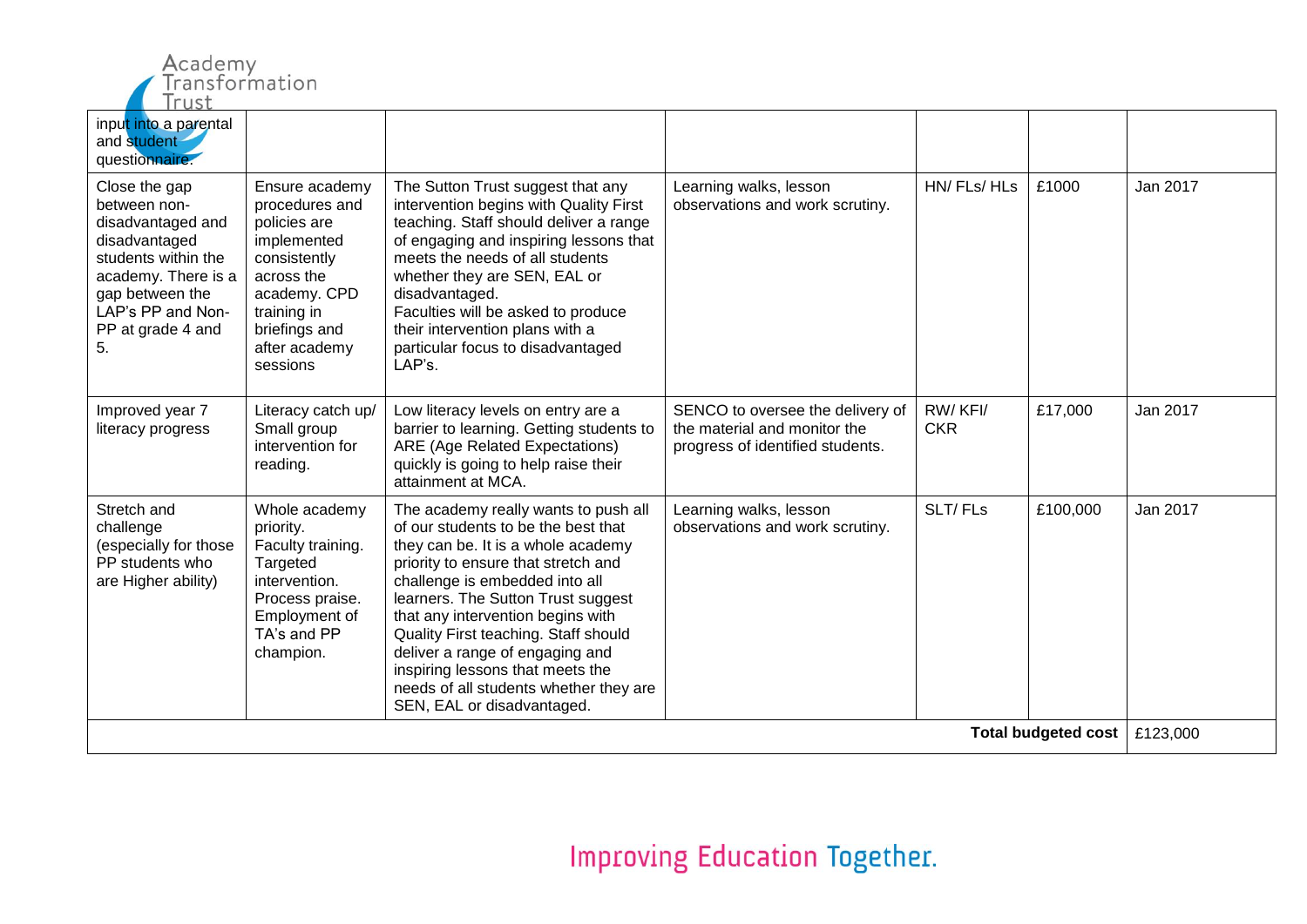| | | | | | | |
|---|---|---|---|---|---|---|
| input into a parental and student questionnaire. | | | | | | |
| Close the gap between non-disadvantaged and disadvantaged students within the academy. There is a gap between the LAP's PP and Non-PP at grade 4 and 5. | Ensure academy procedures and policies are implemented consistently across the academy. CPD training in briefings and after academy sessions | The Sutton Trust suggest that any intervention begins with Quality First teaching. Staff should deliver a range of engaging and inspiring lessons that meets the needs of all students whether they are SEN, EAL or disadvantaged.<br>Faculties will be asked to produce their intervention plans with a particular focus to disadvantaged LAP's. | Learning walks, lesson observations and work scrutiny. | HN/ FLs/ HLs | £1000 | Jan 2017 |
| Improved year 7 literacy progress | Literacy catch up/ Small group intervention for reading. | Low literacy levels on entry are a barrier to learning. Getting students to ARE (Age Related Expectations) quickly is going to help raise their attainment at MCA. | SENCO to oversee the delivery of the material and monitor the progress of identified students. | RW/ KFI/ CKR | £17,000 | Jan 2017 |
| Stretch and challenge (especially for those PP students who are Higher ability) | Whole academy priority. Faculty training. Targeted intervention. Process praise. Employment of TA's and PP champion. | The academy really wants to push all of our students to be the best that they can be. It is a whole academy priority to ensure that stretch and challenge is embedded into all learners. The Sutton Trust suggest that any intervention begins with Quality First teaching. Staff should deliver a range of engaging and inspiring lessons that meets the needs of all students whether they are SEN, EAL or disadvantaged. | Learning walks, lesson observations and work scrutiny. | SLT/ FLs | £100,000 | Jan 2017 |
| | | | | | **Total budgeted cost** | £123,000 |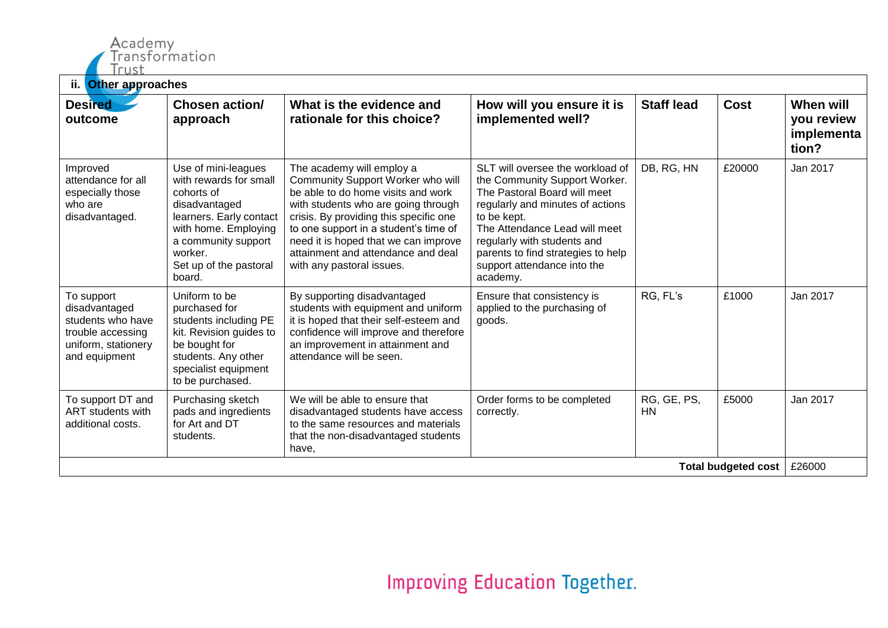### ii. Other approaches

| Desired outcome | Chosen action/ approach | What is the evidence and rationale for this choice? | How will you ensure it is implemented well? | Staff lead | Cost | When will you review implementation? |
|---|---|---|---|---|---|---|
| Improved attendance for all especially those who are disadvantaged. | Use of mini-leagues with rewards for small cohorts of disadvantaged learners. Early contact with home. Employing a community support worker.<br>Set up of the pastoral board. | The academy will employ a Community Support Worker who will be able to do home visits and work with students who are going through crisis. By providing this specific one to one support in a student's time of need it is hoped that we can improve attainment and attendance and deal with any pastoral issues. | SLT will oversee the workload of the Community Support Worker. The Pastoral Board will meet regularly and minutes of actions to be kept.<br>The Attendance Lead will meet regularly with students and parents to find strategies to help support attendance into the academy. | DB, RG, HN | £20000 | Jan 2017 |
| To support disadvantaged students who have trouble accessing uniform, stationery and equipment | Uniform to be purchased for students including PE kit. Revision guides to be bought for students. Any other specialist equipment to be purchased. | By supporting disadvantaged students with equipment and uniform it is hoped that their self-esteem and confidence will improve and therefore an improvement in attainment and attendance will be seen. | Ensure that consistency is applied to the purchasing of goods. | RG, FL's | £1000 | Jan 2017 |
| To support DT and ART students with additional costs. | Purchasing sketch pads and ingredients for Art and DT students. | We will be able to ensure that disadvantaged students have access to the same resources and materials that the non-disadvantaged students have, | Order forms to be completed correctly. | RG, GE, PS, HN | £5000 | Jan 2017 |
| | | | | | **Total budgeted cost** | £26000 |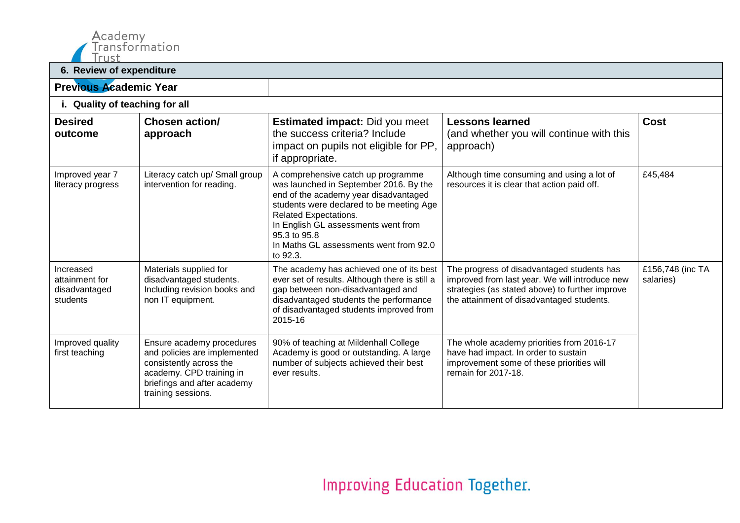## 6. Review of expenditure

**Previous Academic Year**

### i. Quality of teaching for all

| **Desired outcome** | **Chosen action/ approach** | **Estimated impact:** Did you meet the success criteria? Include impact on pupils not eligible for PP, if appropriate. | **Lessons learned** (and whether you will continue with this approach) | **Cost** |
|---|---|---|---|---|
| Improved year 7 literacy progress | Literacy catch up/ Small group intervention for reading. | A comprehensive catch up programme was launched in September 2016. By the end of the academy year disadvantaged students were declared to be meeting Age Related Expectations. In English GL assessments went from 95.3 to 95.8 In Maths GL assessments went from 92.0 to 92.3. | Although time consuming and using a lot of resources it is clear that action paid off. | £45,484 |
| Increased attainment for disadvantaged students | Materials supplied for disadvantaged students. Including revision books and non IT equipment. | The academy has achieved one of its best ever set of results. Although there is still a gap between non-disadvantaged and disadvantaged students the performance of disadvantaged students improved from 2015-16 | The progress of disadvantaged students has improved from last year. We will introduce new strategies (as stated above) to further improve the attainment of disadvantaged students. | £156,748 (inc TA salaries) |
| Improved quality first teaching | Ensure academy procedures and policies are implemented consistently across the academy. CPD training in briefings and after academy training sessions. | 90% of teaching at Mildenhall College Academy is good or outstanding. A large number of subjects achieved their best ever results. | The whole academy priorities from 2016-17 have had impact. In order to sustain improvement some of these priorities will remain for 2017-18. | |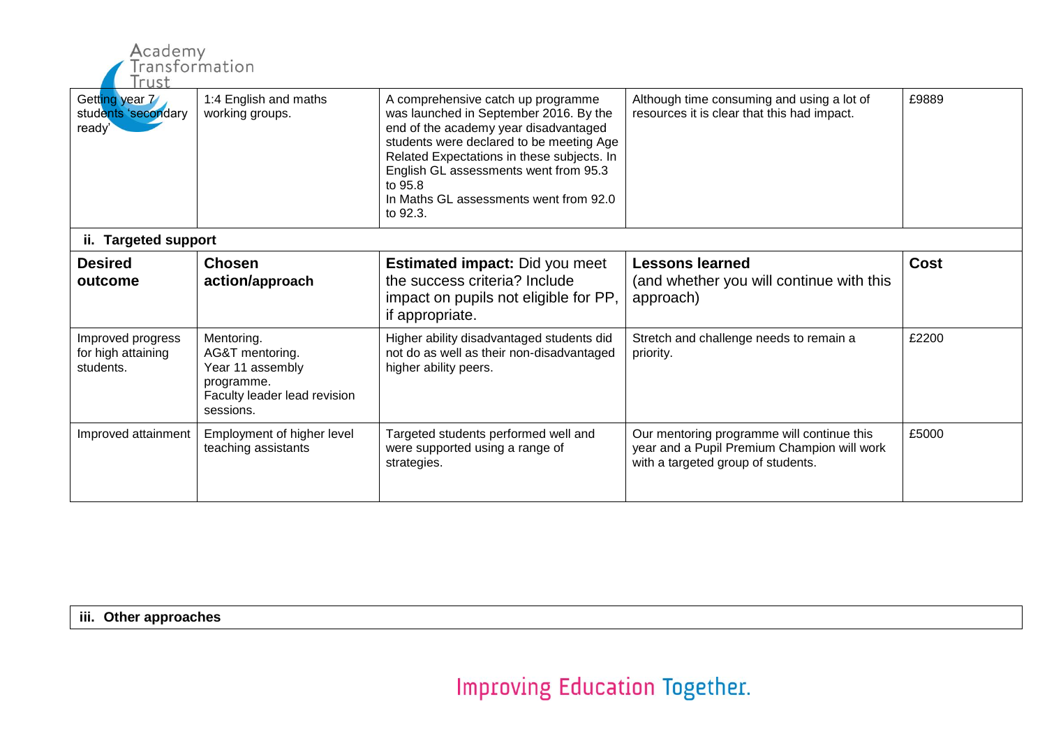| Getting year 7 students 'secondary ready' | 1:4 English and maths working groups. | A comprehensive catch up programme was launched in September 2016. By the end of the academy year disadvantaged students were declared to be meeting Age Related Expectations in these subjects. In English GL assessments went from 95.3 to 95.8<br>In Maths GL assessments went from 92.0 to 92.3. | Although time consuming and using a lot of resources it is clear that this had impact. | £9889 |
|---|---|---|---|---|

**ii. Targeted support**

| **Desired outcome** | **Chosen action/approach** | **Estimated impact:** Did you meet the success criteria? Include impact on pupils not eligible for PP, if appropriate. | **Lessons learned** (and whether you will continue with this approach) | **Cost** |
|---|---|---|---|---|
| Improved progress for high attaining students. | Mentoring.<br>AG&T mentoring.<br>Year 11 assembly programme.<br>Faculty leader lead revision sessions. | Higher ability disadvantaged students did not do as well as their non-disadvantaged higher ability peers. | Stretch and challenge needs to remain a priority. | £2200 |
| Improved attainment | Employment of higher level teaching assistants | Targeted students performed well and were supported using a range of strategies. | Our mentoring programme will continue this year and a Pupil Premium Champion will work with a targeted group of students. | £5000 |

**iii. Other approaches**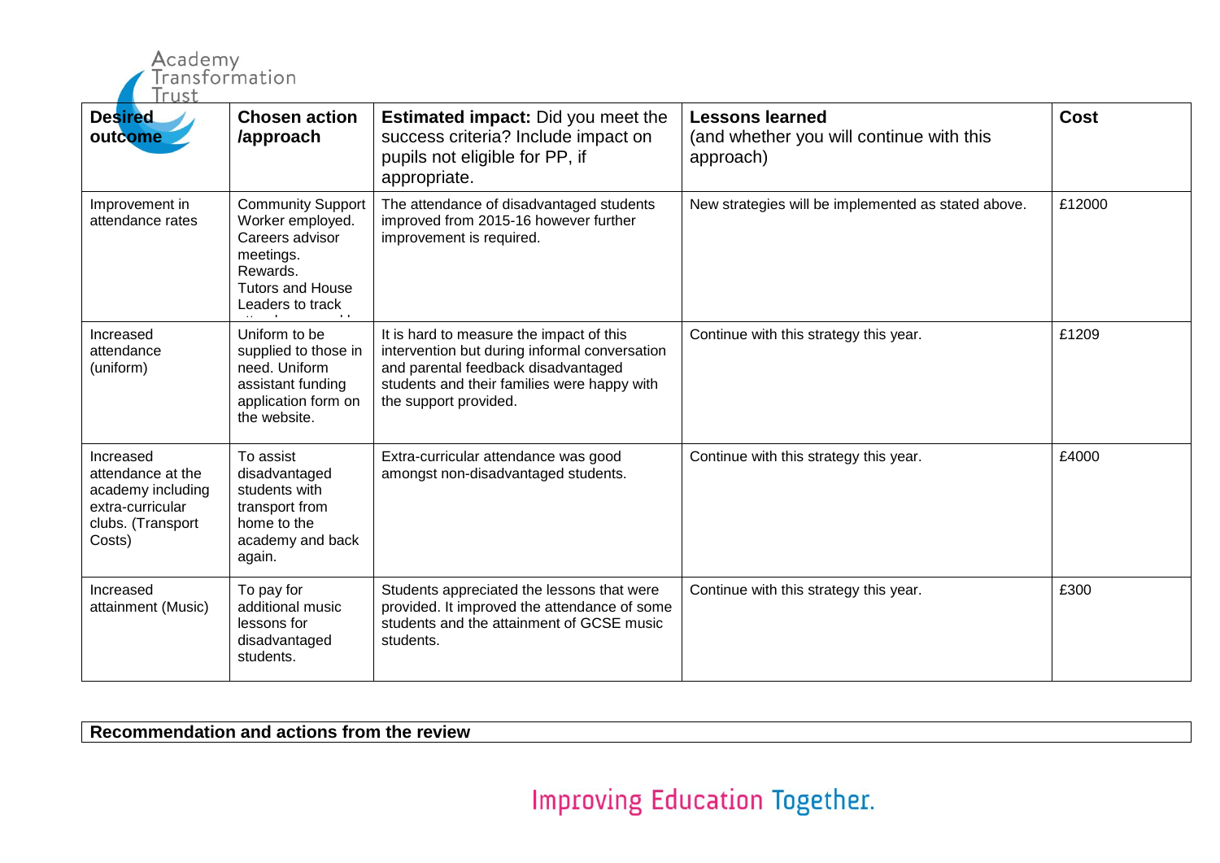| Desired outcome | Chosen action /approach | Estimated impact: Did you meet the success criteria? Include impact on pupils not eligible for PP, if appropriate. | Lessons learned (and whether you will continue with this approach) | Cost |
|---|---|---|---|---|
| Improvement in attendance rates | Community Support Worker employed. Careers advisor meetings. Rewards. Tutors and House Leaders to track | The attendance of disadvantaged students improved from 2015-16 however further improvement is required. | New strategies will be implemented as stated above. | £12000 |
| Increased attendance (uniform) | Uniform to be supplied to those in need. Uniform assistant funding application form on the website. | It is hard to measure the impact of this intervention but during informal conversation and parental feedback disadvantaged students and their families were happy with the support provided. | Continue with this strategy this year. | £1209 |
| Increased attendance at the academy including extra-curricular clubs. (Transport Costs) | To assist disadvantaged students with transport from home to the academy and back again. | Extra-curricular attendance was good amongst non-disadvantaged students. | Continue with this strategy this year. | £4000 |
| Increased attainment (Music) | To pay for additional music lessons for disadvantaged students. | Students appreciated the lessons that were provided. It improved the attendance of some students and the attainment of GCSE music students. | Continue with this strategy this year. | £300 |

| Recommendation and actions from the review |
|---|

Improving Education Together.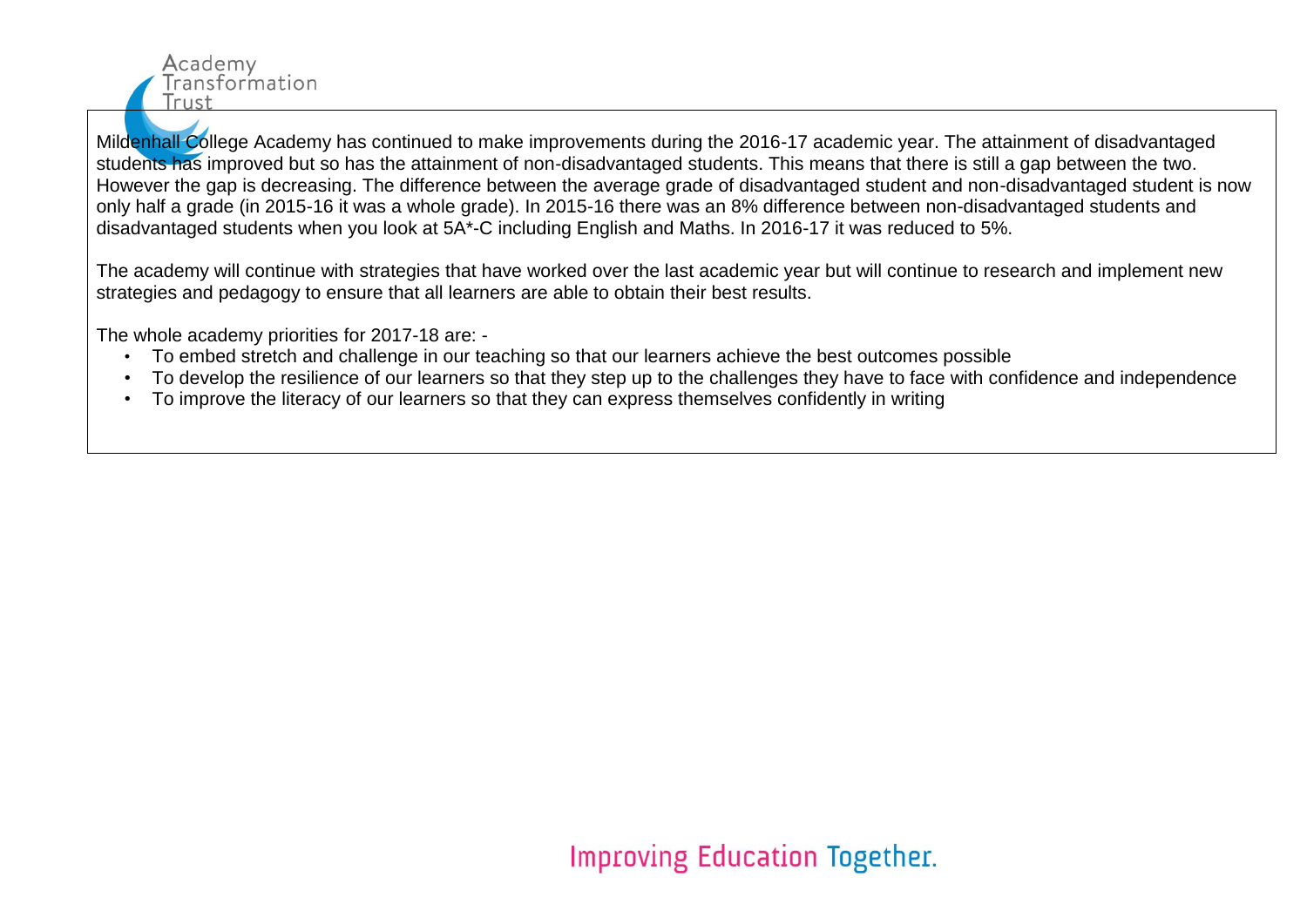Mildenhall College Academy has continued to make improvements during the 2016-17 academic year. The attainment of disadvantaged students has improved but so has the attainment of non-disadvantaged students. This means that there is still a gap between the two. However the gap is decreasing. The difference between the average grade of disadvantaged student and non-disadvantaged student is now only half a grade (in 2015-16 it was a whole grade). In 2015-16 there was an 8% difference between non-disadvantaged students and disadvantaged students when you look at 5A*-C including English and Maths. In 2016-17 it was reduced to 5%.

The academy will continue with strategies that have worked over the last academic year but will continue to research and implement new strategies and pedagogy to ensure that all learners are able to obtain their best results.

The whole academy priorities for 2017-18 are: -

- To embed stretch and challenge in our teaching so that our learners achieve the best outcomes possible
- To develop the resilience of our learners so that they step up to the challenges they have to face with confidence and independence
- To improve the literacy of our learners so that they can express themselves confidently in writing